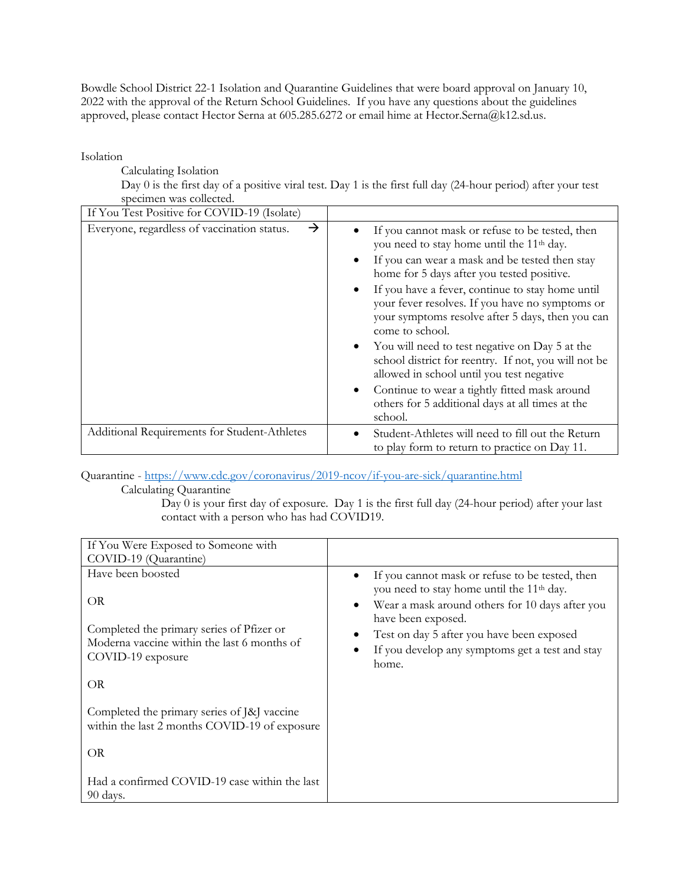Bowdle School District 22-1 Isolation and Quarantine Guidelines that were board approval on January 10, 2022 with the approval of the Return School Guidelines. If you have any questions about the guidelines approved, please contact Hector Serna at 605.285.6272 or email hime at Hector.Serna@k12.sd.us.

Isolation

Calculating Isolation

Day 0 is the first day of a positive viral test. Day 1 is the first full day (24-hour period) after your test specimen was collected.

| If You Test Positive for COVID-19 (Isolate) | |
|---|---|
| Everyone, regardless of vaccination status. → | • If you cannot mask or refuse to be tested, then you need to stay home until the 11th day.<br>• If you can wear a mask and be tested then stay home for 5 days after you tested positive.<br>• If you have a fever, continue to stay home until your fever resolves. If you have no symptoms or your symptoms resolve after 5 days, then you can come to school.<br>• You will need to test negative on Day 5 at the school district for reentry. If not, you will not be allowed in school until you test negative<br>• Continue to wear a tightly fitted mask around others for 5 additional days at all times at the school. |
| Additional Requirements for Student-Athletes | • Student-Athletes will need to fill out the Return to play form to return to practice on Day 11. |

Quarantine - https://www.cdc.gov/coronavirus/2019-ncov/if-you-are-sick/quarantine.html

Calculating Quarantine

Day 0 is your first day of exposure. Day 1 is the first full day (24-hour period) after your last contact with a person who has had COVID19.

| If You Were Exposed to Someone with COVID-19 (Quarantine) | |
|---|---|
| Have been boosted<br><br>OR<br><br>Completed the primary series of Pfizer or Moderna vaccine within the last 6 months of COVID-19 exposure<br><br>OR<br><br>Completed the primary series of J&J vaccine within the last 2 months COVID-19 of exposure<br><br>OR<br><br>Had a confirmed COVID-19 case within the last 90 days. | • If you cannot mask or refuse to be tested, then you need to stay home until the 11th day.<br>• Wear a mask around others for 10 days after you have been exposed.<br>• Test on day 5 after you have been exposed<br>• If you develop any symptoms get a test and stay home. |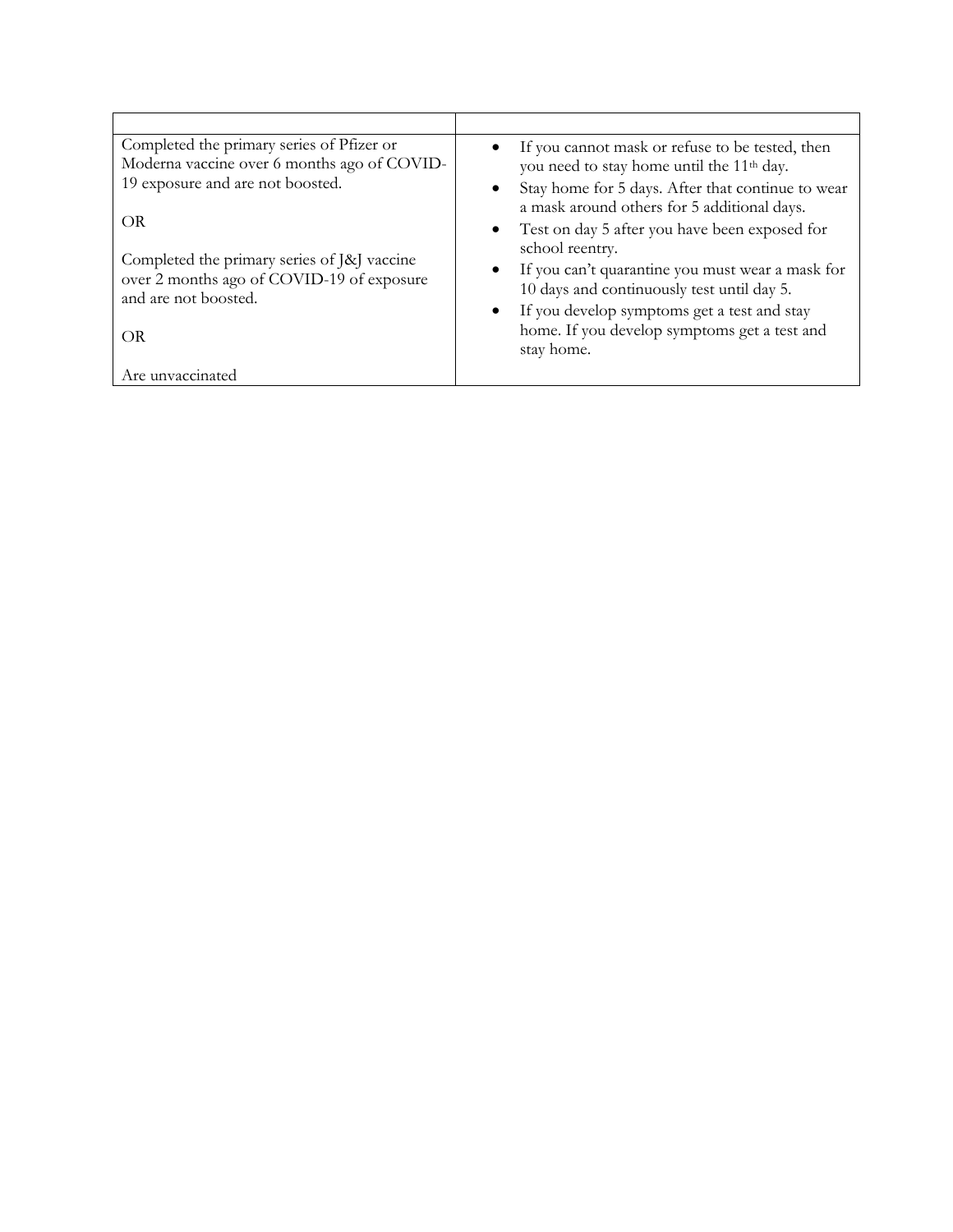| | |
|---|---|
| Completed the primary series of Pfizer or Moderna vaccine over 6 months ago of COVID-19 exposure and are not boosted.<br><br>OR<br><br>Completed the primary series of J&J vaccine over 2 months ago of COVID-19 of exposure and are not boosted.<br><br>OR<br><br>Are unvaccinated | • If you cannot mask or refuse to be tested, then you need to stay home until the 11th day.<br>• Stay home for 5 days. After that continue to wear a mask around others for 5 additional days.<br>• Test on day 5 after you have been exposed for school reentry.<br>• If you can't quarantine you must wear a mask for 10 days and continuously test until day 5.<br>• If you develop symptoms get a test and stay home. If you develop symptoms get a test and stay home. |